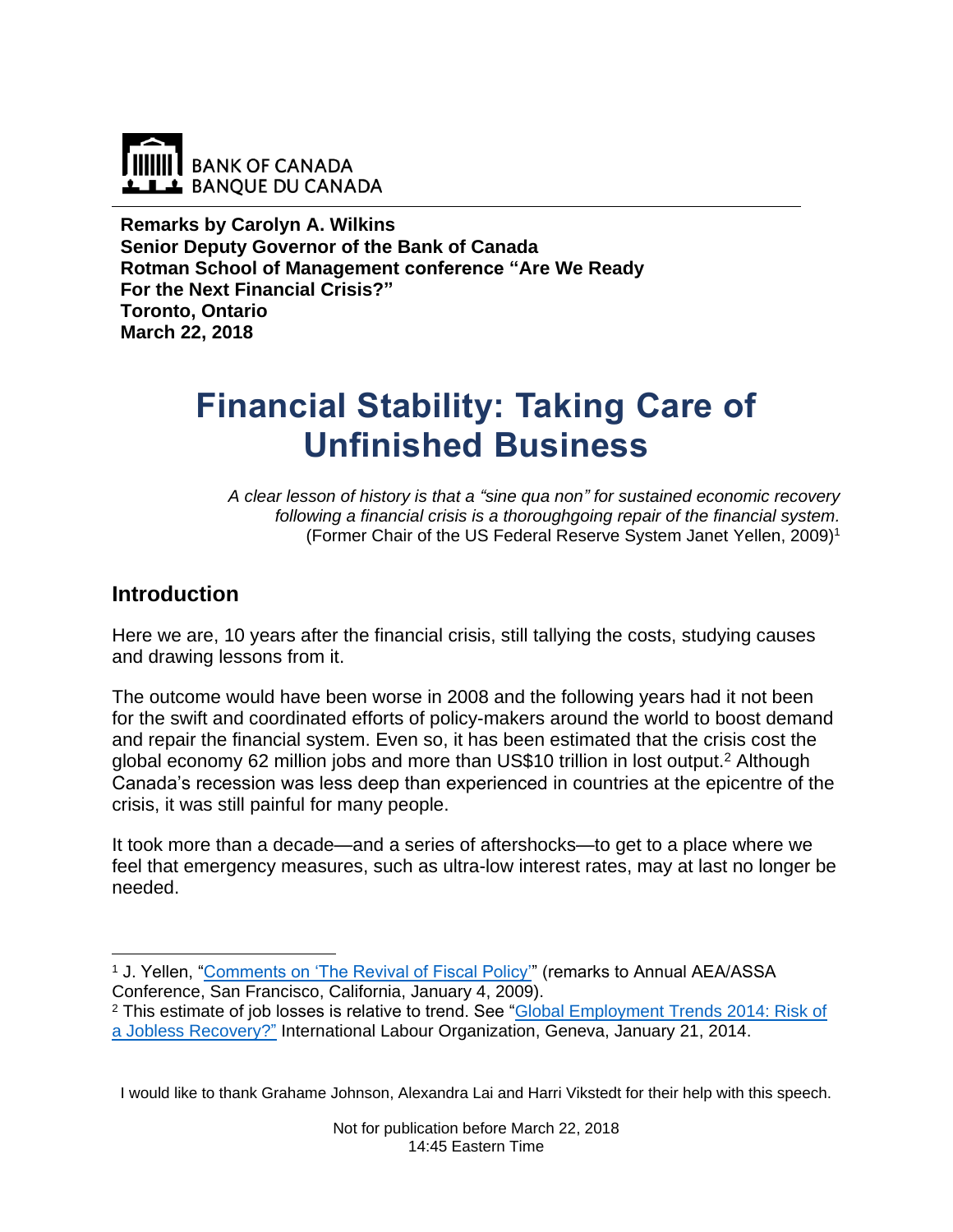BANK OF CANADA
BANQUE DU CANADA

**Remarks by Carolyn A. Wilkins**
**Senior Deputy Governor of the Bank of Canada**
**Rotman School of Management conference "Are We Ready For the Next Financial Crisis?"**
**Toronto, Ontario**
**March 22, 2018**

# Financial Stability: Taking Care of Unfinished Business

*A clear lesson of history is that a "sine qua non" for sustained economic recovery following a financial crisis is a thoroughgoing repair of the financial system.*
(Former Chair of the US Federal Reserve System Janet Yellen, 2009)[1]

## Introduction

Here we are, 10 years after the financial crisis, still tallying the costs, studying causes and drawing lessons from it.

The outcome would have been worse in 2008 and the following years had it not been for the swift and coordinated efforts of policy-makers around the world to boost demand and repair the financial system. Even so, it has been estimated that the crisis cost the global economy 62 million jobs and more than US$10 trillion in lost output.[2] Although Canada's recession was less deep than experienced in countries at the epicentre of the crisis, it was still painful for many people.

It took more than a decade—and a series of aftershocks—to get to a place where we feel that emergency measures, such as ultra-low interest rates, may at last no longer be needed.

[1] J. Yellen, "Comments on 'The Revival of Fiscal Policy'" (remarks to Annual AEA/ASSA Conference, San Francisco, California, January 4, 2009).

[2] This estimate of job losses is relative to trend. See "Global Employment Trends 2014: Risk of a Jobless Recovery?" International Labour Organization, Geneva, January 21, 2014.

I would like to thank Grahame Johnson, Alexandra Lai and Harri Vikstedt for their help with this speech.

Not for publication before March 22, 2018
14:45 Eastern Time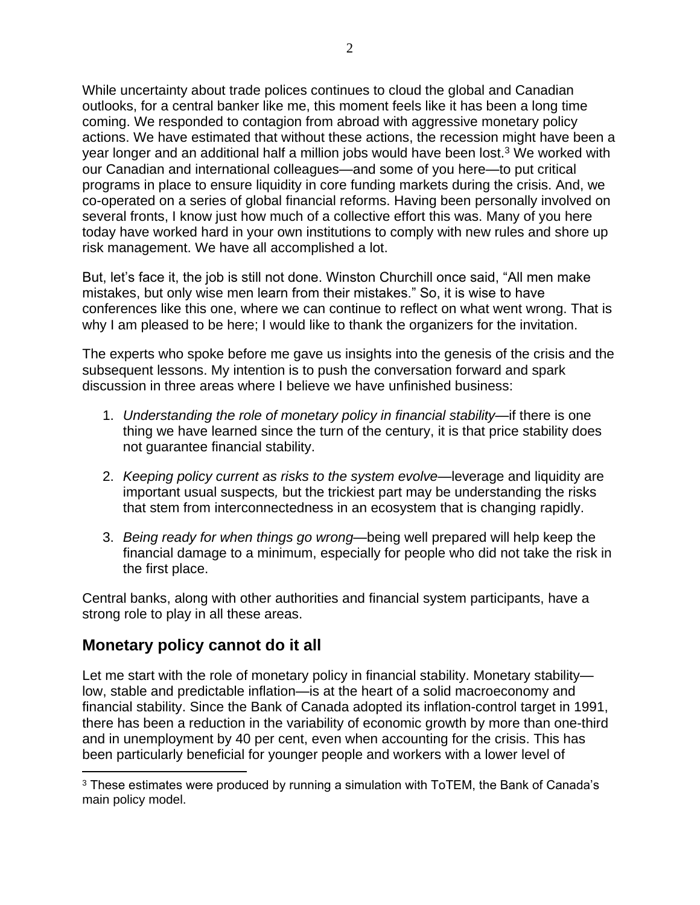While uncertainty about trade polices continues to cloud the global and Canadian outlooks, for a central banker like me, this moment feels like it has been a long time coming. We responded to contagion from abroad with aggressive monetary policy actions. We have estimated that without these actions, the recession might have been a year longer and an additional half a million jobs would have been lost.[3] We worked with our Canadian and international colleagues—and some of you here—to put critical programs in place to ensure liquidity in core funding markets during the crisis. And, we co-operated on a series of global financial reforms. Having been personally involved on several fronts, I know just how much of a collective effort this was. Many of you here today have worked hard in your own institutions to comply with new rules and shore up risk management. We have all accomplished a lot.

But, let's face it, the job is still not done. Winston Churchill once said, "All men make mistakes, but only wise men learn from their mistakes." So, it is wise to have conferences like this one, where we can continue to reflect on what went wrong. That is why I am pleased to be here; I would like to thank the organizers for the invitation.

The experts who spoke before me gave us insights into the genesis of the crisis and the subsequent lessons. My intention is to push the conversation forward and spark discussion in three areas where I believe we have unfinished business:

1. *Understanding the role of monetary policy in financial stability*—if there is one thing we have learned since the turn of the century, it is that price stability does not guarantee financial stability.
2. *Keeping policy current as risks to the system evolve*—leverage and liquidity are important usual suspects, but the trickiest part may be understanding the risks that stem from interconnectedness in an ecosystem that is changing rapidly.
3. *Being ready for when things go wrong*—being well prepared will help keep the financial damage to a minimum, especially for people who did not take the risk in the first place.

Central banks, along with other authorities and financial system participants, have a strong role to play in all these areas.

## Monetary policy cannot do it all

Let me start with the role of monetary policy in financial stability. Monetary stability—low, stable and predictable inflation—is at the heart of a solid macroeconomy and financial stability. Since the Bank of Canada adopted its inflation-control target in 1991, there has been a reduction in the variability of economic growth by more than one-third and in unemployment by 40 per cent, even when accounting for the crisis. This has been particularly beneficial for younger people and workers with a lower level of

[3] These estimates were produced by running a simulation with ToTEM, the Bank of Canada's main policy model.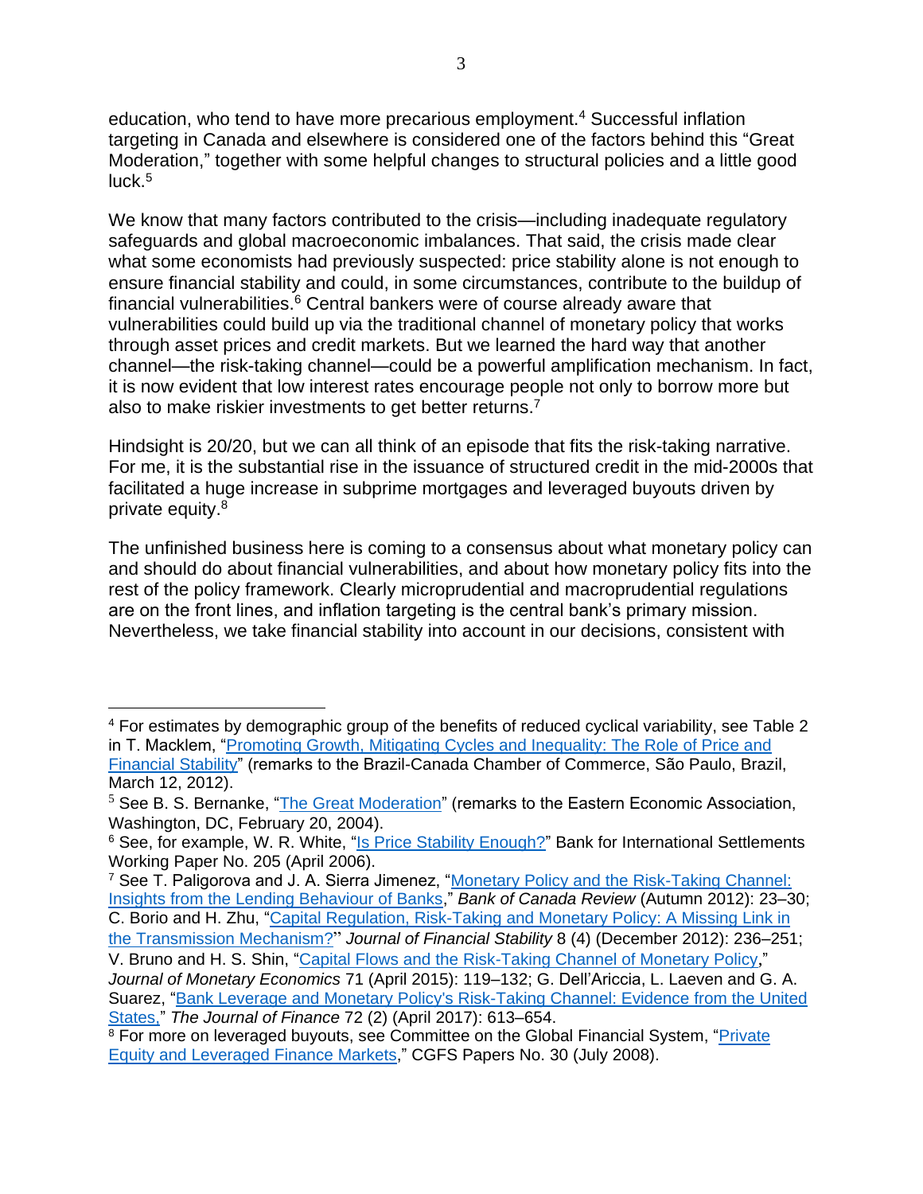education, who tend to have more precarious employment.[4] Successful inflation targeting in Canada and elsewhere is considered one of the factors behind this "Great Moderation," together with some helpful changes to structural policies and a little good luck.[5]

We know that many factors contributed to the crisis—including inadequate regulatory safeguards and global macroeconomic imbalances. That said, the crisis made clear what some economists had previously suspected: price stability alone is not enough to ensure financial stability and could, in some circumstances, contribute to the buildup of financial vulnerabilities.[6] Central bankers were of course already aware that vulnerabilities could build up via the traditional channel of monetary policy that works through asset prices and credit markets. But we learned the hard way that another channel—the risk-taking channel—could be a powerful amplification mechanism. In fact, it is now evident that low interest rates encourage people not only to borrow more but also to make riskier investments to get better returns.[7]

Hindsight is 20/20, but we can all think of an episode that fits the risk-taking narrative. For me, it is the substantial rise in the issuance of structured credit in the mid-2000s that facilitated a huge increase in subprime mortgages and leveraged buyouts driven by private equity.[8]

The unfinished business here is coming to a consensus about what monetary policy can and should do about financial vulnerabilities, and about how monetary policy fits into the rest of the policy framework. Clearly microprudential and macroprudential regulations are on the front lines, and inflation targeting is the central bank's primary mission. Nevertheless, we take financial stability into account in our decisions, consistent with

---

[4] For estimates by demographic group of the benefits of reduced cyclical variability, see Table 2 in T. Macklem, "Promoting Growth, Mitigating Cycles and Inequality: The Role of Price and Financial Stability" (remarks to the Brazil-Canada Chamber of Commerce, São Paulo, Brazil, March 12, 2012).

[5] See B. S. Bernanke, "The Great Moderation" (remarks to the Eastern Economic Association, Washington, DC, February 20, 2004).

[6] See, for example, W. R. White, "Is Price Stability Enough?" Bank for International Settlements Working Paper No. 205 (April 2006).

[7] See T. Paligorova and J. A. Sierra Jimenez, "Monetary Policy and the Risk-Taking Channel: Insights from the Lending Behaviour of Banks," *Bank of Canada Review* (Autumn 2012): 23–30; C. Borio and H. Zhu, "Capital Regulation, Risk-Taking and Monetary Policy: A Missing Link in the Transmission Mechanism?" *Journal of Financial Stability* 8 (4) (December 2012): 236–251; V. Bruno and H. S. Shin, "Capital Flows and the Risk-Taking Channel of Monetary Policy," *Journal of Monetary Economics* 71 (April 2015): 119–132; G. Dell'Ariccia, L. Laeven and G. A. Suarez, "Bank Leverage and Monetary Policy's Risk-Taking Channel: Evidence from the United States," *The Journal of Finance* 72 (2) (April 2017): 613–654.

[8] For more on leveraged buyouts, see Committee on the Global Financial System, "Private Equity and Leveraged Finance Markets," CGFS Papers No. 30 (July 2008).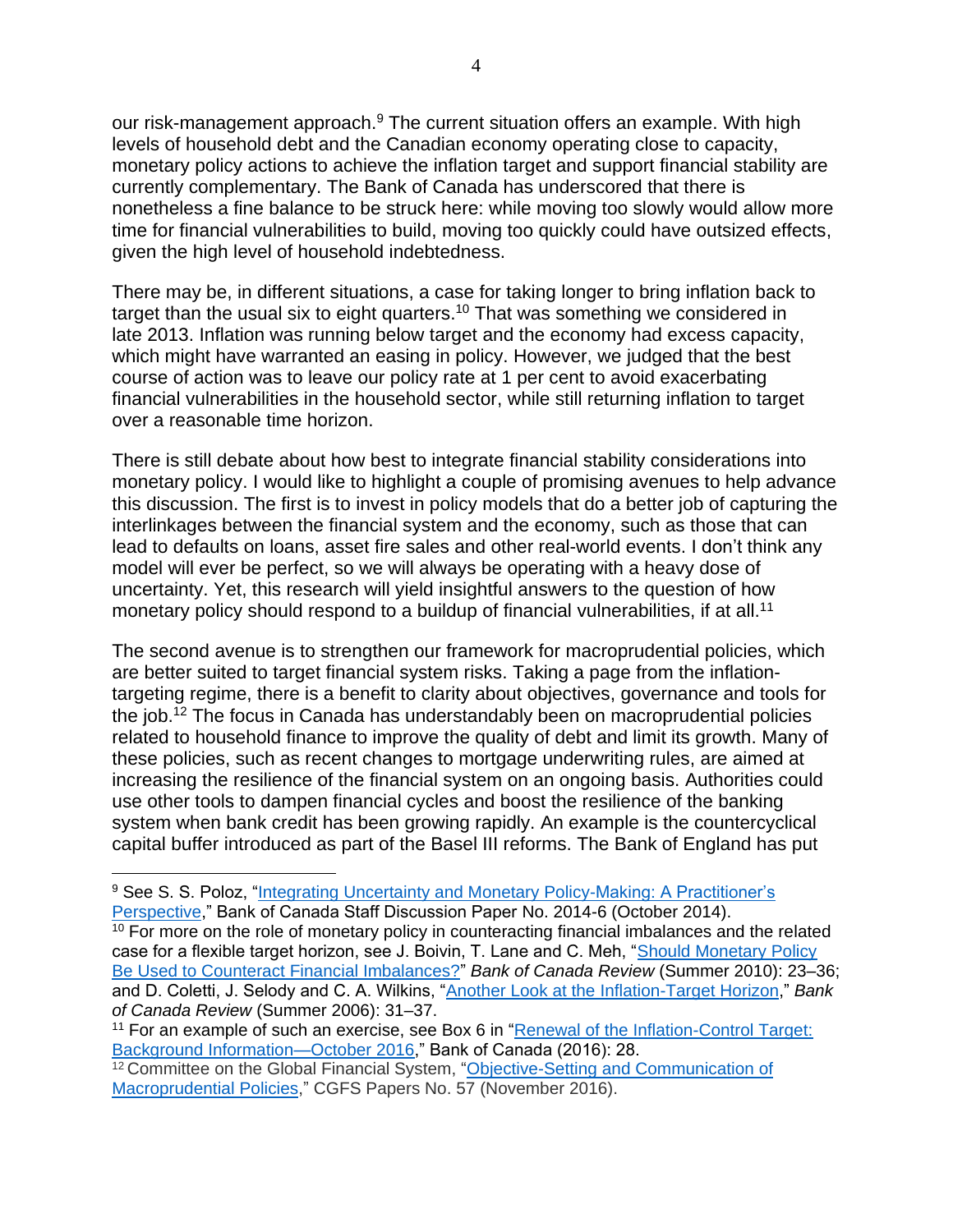our risk-management approach.[9] The current situation offers an example. With high levels of household debt and the Canadian economy operating close to capacity, monetary policy actions to achieve the inflation target and support financial stability are currently complementary. The Bank of Canada has underscored that there is nonetheless a fine balance to be struck here: while moving too slowly would allow more time for financial vulnerabilities to build, moving too quickly could have outsized effects, given the high level of household indebtedness.

There may be, in different situations, a case for taking longer to bring inflation back to target than the usual six to eight quarters.[10] That was something we considered in late 2013. Inflation was running below target and the economy had excess capacity, which might have warranted an easing in policy. However, we judged that the best course of action was to leave our policy rate at 1 per cent to avoid exacerbating financial vulnerabilities in the household sector, while still returning inflation to target over a reasonable time horizon.

There is still debate about how best to integrate financial stability considerations into monetary policy. I would like to highlight a couple of promising avenues to help advance this discussion. The first is to invest in policy models that do a better job of capturing the interlinkages between the financial system and the economy, such as those that can lead to defaults on loans, asset fire sales and other real-world events. I don't think any model will ever be perfect, so we will always be operating with a heavy dose of uncertainty. Yet, this research will yield insightful answers to the question of how monetary policy should respond to a buildup of financial vulnerabilities, if at all.[11]

The second avenue is to strengthen our framework for macroprudential policies, which are better suited to target financial system risks. Taking a page from the inflation-targeting regime, there is a benefit to clarity about objectives, governance and tools for the job.[12] The focus in Canada has understandably been on macroprudential policies related to household finance to improve the quality of debt and limit its growth. Many of these policies, such as recent changes to mortgage underwriting rules, are aimed at increasing the resilience of the financial system on an ongoing basis. Authorities could use other tools to dampen financial cycles and boost the resilience of the banking system when bank credit has been growing rapidly. An example is the countercyclical capital buffer introduced as part of the Basel III reforms. The Bank of England has put

---

[9] See S. S. Poloz, "Integrating Uncertainty and Monetary Policy-Making: A Practitioner's Perspective," Bank of Canada Staff Discussion Paper No. 2014-6 (October 2014).

[10] For more on the role of monetary policy in counteracting financial imbalances and the related case for a flexible target horizon, see J. Boivin, T. Lane and C. Meh, "Should Monetary Policy Be Used to Counteract Financial Imbalances?" *Bank of Canada Review* (Summer 2010): 23–36; and D. Coletti, J. Selody and C. A. Wilkins, "Another Look at the Inflation-Target Horizon," *Bank of Canada Review* (Summer 2006): 31–37.

[11] For an example of such an exercise, see Box 6 in "Renewal of the Inflation-Control Target: Background Information—October 2016," Bank of Canada (2016): 28.

[12] Committee on the Global Financial System, "Objective-Setting and Communication of Macroprudential Policies," CGFS Papers No. 57 (November 2016).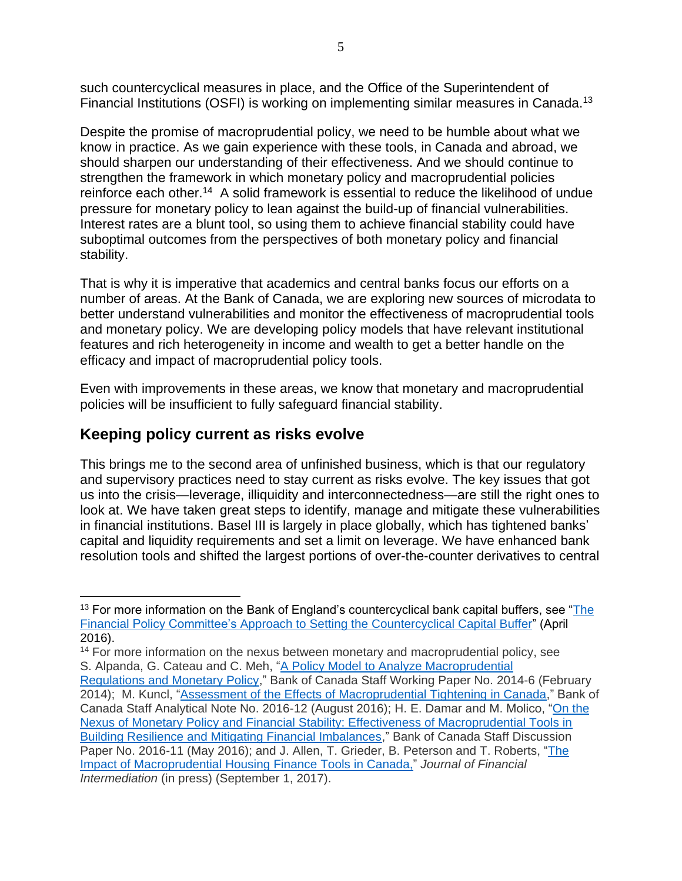such countercyclical measures in place, and the Office of the Superintendent of Financial Institutions (OSFI) is working on implementing similar measures in Canada.[13]

Despite the promise of macroprudential policy, we need to be humble about what we know in practice. As we gain experience with these tools, in Canada and abroad, we should sharpen our understanding of their effectiveness. And we should continue to strengthen the framework in which monetary policy and macroprudential policies reinforce each other.[14] A solid framework is essential to reduce the likelihood of undue pressure for monetary policy to lean against the build-up of financial vulnerabilities. Interest rates are a blunt tool, so using them to achieve financial stability could have suboptimal outcomes from the perspectives of both monetary policy and financial stability.

That is why it is imperative that academics and central banks focus our efforts on a number of areas. At the Bank of Canada, we are exploring new sources of microdata to better understand vulnerabilities and monitor the effectiveness of macroprudential tools and monetary policy. We are developing policy models that have relevant institutional features and rich heterogeneity in income and wealth to get a better handle on the efficacy and impact of macroprudential policy tools.

Even with improvements in these areas, we know that monetary and macroprudential policies will be insufficient to fully safeguard financial stability.

## Keeping policy current as risks evolve

This brings me to the second area of unfinished business, which is that our regulatory and supervisory practices need to stay current as risks evolve. The key issues that got us into the crisis—leverage, illiquidity and interconnectedness—are still the right ones to look at. We have taken great steps to identify, manage and mitigate these vulnerabilities in financial institutions. Basel III is largely in place globally, which has tightened banks' capital and liquidity requirements and set a limit on leverage. We have enhanced bank resolution tools and shifted the largest portions of over-the-counter derivatives to central

---

[13] For more information on the Bank of England's countercyclical bank capital buffers, see "The Financial Policy Committee's Approach to Setting the Countercyclical Capital Buffer" (April 2016).

[14] For more information on the nexus between monetary and macroprudential policy, see S. Alpanda, G. Cateau and C. Meh, "A Policy Model to Analyze Macroprudential Regulations and Monetary Policy," Bank of Canada Staff Working Paper No. 2014-6 (February 2014); M. Kuncl, "Assessment of the Effects of Macroprudential Tightening in Canada," Bank of Canada Staff Analytical Note No. 2016-12 (August 2016); H. E. Damar and M. Molico, "On the Nexus of Monetary Policy and Financial Stability: Effectiveness of Macroprudential Tools in Building Resilience and Mitigating Financial Imbalances," Bank of Canada Staff Discussion Paper No. 2016-11 (May 2016); and J. Allen, T. Grieder, B. Peterson and T. Roberts, "The Impact of Macroprudential Housing Finance Tools in Canada," *Journal of Financial Intermediation* (in press) (September 1, 2017).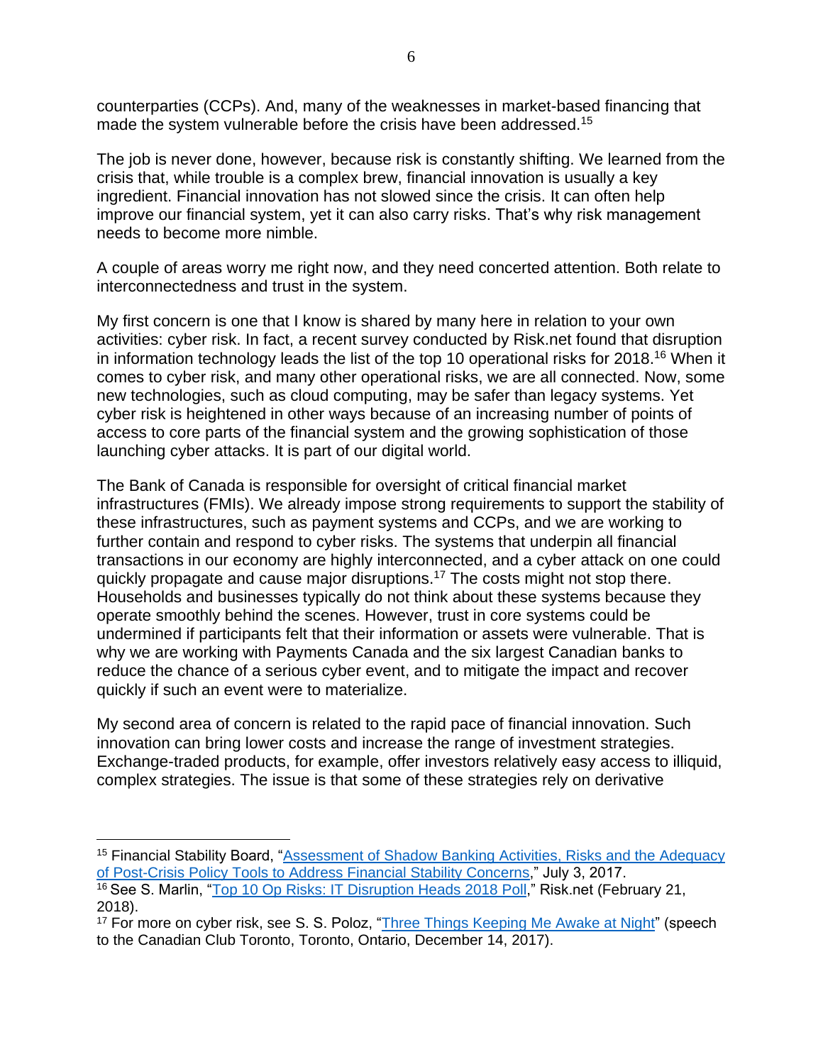counterparties (CCPs). And, many of the weaknesses in market-based financing that made the system vulnerable before the crisis have been addressed.[15]

The job is never done, however, because risk is constantly shifting. We learned from the crisis that, while trouble is a complex brew, financial innovation is usually a key ingredient. Financial innovation has not slowed since the crisis. It can often help improve our financial system, yet it can also carry risks. That's why risk management needs to become more nimble.

A couple of areas worry me right now, and they need concerted attention. Both relate to interconnectedness and trust in the system.

My first concern is one that I know is shared by many here in relation to your own activities: cyber risk. In fact, a recent survey conducted by Risk.net found that disruption in information technology leads the list of the top 10 operational risks for 2018.[16] When it comes to cyber risk, and many other operational risks, we are all connected. Now, some new technologies, such as cloud computing, may be safer than legacy systems. Yet cyber risk is heightened in other ways because of an increasing number of points of access to core parts of the financial system and the growing sophistication of those launching cyber attacks. It is part of our digital world.

The Bank of Canada is responsible for oversight of critical financial market infrastructures (FMIs). We already impose strong requirements to support the stability of these infrastructures, such as payment systems and CCPs, and we are working to further contain and respond to cyber risks. The systems that underpin all financial transactions in our economy are highly interconnected, and a cyber attack on one could quickly propagate and cause major disruptions.[17] The costs might not stop there. Households and businesses typically do not think about these systems because they operate smoothly behind the scenes. However, trust in core systems could be undermined if participants felt that their information or assets were vulnerable. That is why we are working with Payments Canada and the six largest Canadian banks to reduce the chance of a serious cyber event, and to mitigate the impact and recover quickly if such an event were to materialize.

My second area of concern is related to the rapid pace of financial innovation. Such innovation can bring lower costs and increase the range of investment strategies. Exchange-traded products, for example, offer investors relatively easy access to illiquid, complex strategies. The issue is that some of these strategies rely on derivative

---

[15] Financial Stability Board, "Assessment of Shadow Banking Activities, Risks and the Adequacy of Post-Crisis Policy Tools to Address Financial Stability Concerns," July 3, 2017.

[16] See S. Marlin, "Top 10 Op Risks: IT Disruption Heads 2018 Poll," Risk.net (February 21, 2018).

[17] For more on cyber risk, see S. S. Poloz, "Three Things Keeping Me Awake at Night" (speech to the Canadian Club Toronto, Toronto, Ontario, December 14, 2017).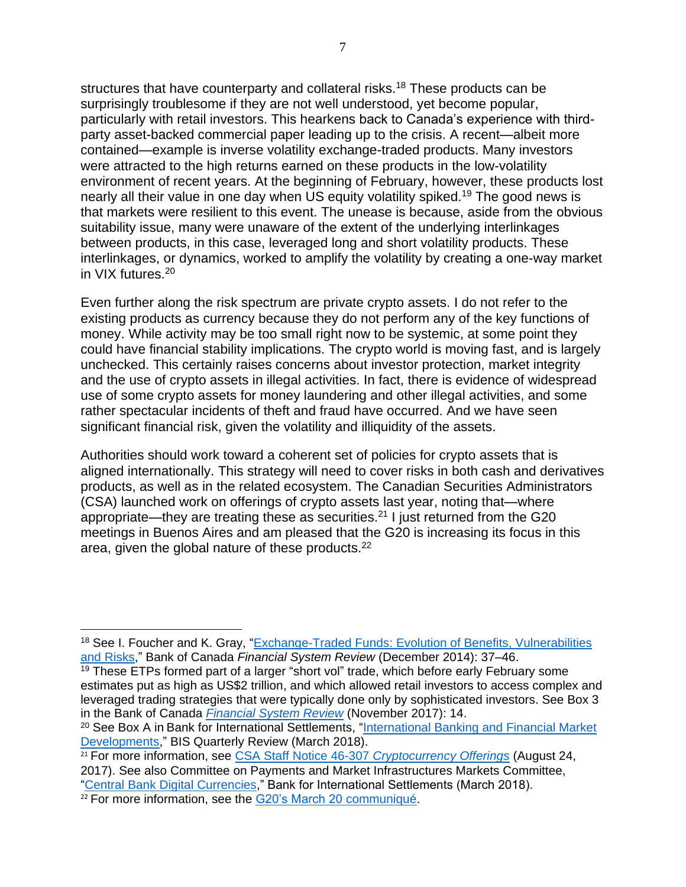structures that have counterparty and collateral risks.[18] These products can be surprisingly troublesome if they are not well understood, yet become popular, particularly with retail investors. This hearkens back to Canada's experience with third-party asset-backed commercial paper leading up to the crisis. A recent—albeit more contained—example is inverse volatility exchange-traded products. Many investors were attracted to the high returns earned on these products in the low-volatility environment of recent years. At the beginning of February, however, these products lost nearly all their value in one day when US equity volatility spiked.[19] The good news is that markets were resilient to this event. The unease is because, aside from the obvious suitability issue, many were unaware of the extent of the underlying interlinkages between products, in this case, leveraged long and short volatility products. These interlinkages, or dynamics, worked to amplify the volatility by creating a one-way market in VIX futures.[20]

Even further along the risk spectrum are private crypto assets. I do not refer to the existing products as currency because they do not perform any of the key functions of money. While activity may be too small right now to be systemic, at some point they could have financial stability implications. The crypto world is moving fast, and is largely unchecked. This certainly raises concerns about investor protection, market integrity and the use of crypto assets in illegal activities. In fact, there is evidence of widespread use of some crypto assets for money laundering and other illegal activities, and some rather spectacular incidents of theft and fraud have occurred. And we have seen significant financial risk, given the volatility and illiquidity of the assets.

Authorities should work toward a coherent set of policies for crypto assets that is aligned internationally. This strategy will need to cover risks in both cash and derivatives products, as well as in the related ecosystem. The Canadian Securities Administrators (CSA) launched work on offerings of crypto assets last year, noting that—where appropriate—they are treating these as securities.[21] I just returned from the G20 meetings in Buenos Aires and am pleased that the G20 is increasing its focus in this area, given the global nature of these products.[22]

---

[18] See I. Foucher and K. Gray, "Exchange-Traded Funds: Evolution of Benefits, Vulnerabilities and Risks," Bank of Canada *Financial System Review* (December 2014): 37–46.

[19] These ETPs formed part of a larger "short vol" trade, which before early February some estimates put as high as US$2 trillion, and which allowed retail investors to access complex and leveraged trading strategies that were typically done only by sophisticated investors. See Box 3 in the Bank of Canada *Financial System Review* (November 2017): 14.

[20] See Box A in Bank for International Settlements, "International Banking and Financial Market Developments," BIS Quarterly Review (March 2018).

[21] For more information, see CSA Staff Notice 46-307 *Cryptocurrency Offerings* (August 24, 2017). See also Committee on Payments and Market Infrastructures Markets Committee, "Central Bank Digital Currencies," Bank for International Settlements (March 2018).

[22] For more information, see the G20's March 20 communiqué.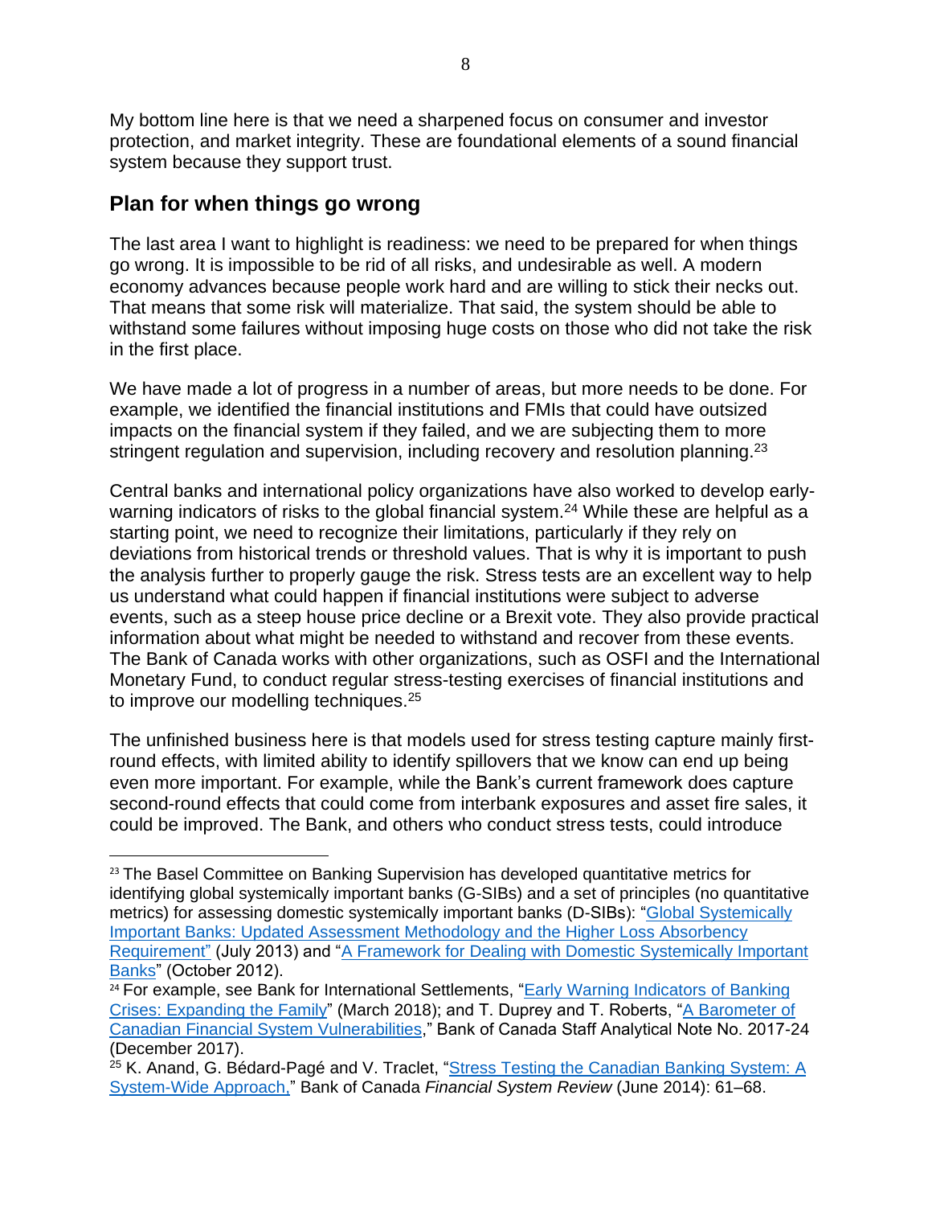My bottom line here is that we need a sharpened focus on consumer and investor protection, and market integrity. These are foundational elements of a sound financial system because they support trust.

## Plan for when things go wrong

The last area I want to highlight is readiness: we need to be prepared for when things go wrong. It is impossible to be rid of all risks, and undesirable as well. A modern economy advances because people work hard and are willing to stick their necks out. That means that some risk will materialize. That said, the system should be able to withstand some failures without imposing huge costs on those who did not take the risk in the first place.

We have made a lot of progress in a number of areas, but more needs to be done. For example, we identified the financial institutions and FMIs that could have outsized impacts on the financial system if they failed, and we are subjecting them to more stringent regulation and supervision, including recovery and resolution planning.[23]

Central banks and international policy organizations have also worked to develop early-warning indicators of risks to the global financial system.[24] While these are helpful as a starting point, we need to recognize their limitations, particularly if they rely on deviations from historical trends or threshold values. That is why it is important to push the analysis further to properly gauge the risk. Stress tests are an excellent way to help us understand what could happen if financial institutions were subject to adverse events, such as a steep house price decline or a Brexit vote. They also provide practical information about what might be needed to withstand and recover from these events. The Bank of Canada works with other organizations, such as OSFI and the International Monetary Fund, to conduct regular stress-testing exercises of financial institutions and to improve our modelling techniques.[25]

The unfinished business here is that models used for stress testing capture mainly first-round effects, with limited ability to identify spillovers that we know can end up being even more important. For example, while the Bank's current framework does capture second-round effects that could come from interbank exposures and asset fire sales, it could be improved. The Bank, and others who conduct stress tests, could introduce

---

[23] The Basel Committee on Banking Supervision has developed quantitative metrics for identifying global systemically important banks (G-SIBs) and a set of principles (no quantitative metrics) for assessing domestic systemically important banks (D-SIBs): "Global Systemically Important Banks: Updated Assessment Methodology and the Higher Loss Absorbency Requirement" (July 2013) and "A Framework for Dealing with Domestic Systemically Important Banks" (October 2012).

[24] For example, see Bank for International Settlements, "Early Warning Indicators of Banking Crises: Expanding the Family" (March 2018); and T. Duprey and T. Roberts, "A Barometer of Canadian Financial System Vulnerabilities," Bank of Canada Staff Analytical Note No. 2017-24 (December 2017).

[25] K. Anand, G. Bédard-Pagé and V. Traclet, "Stress Testing the Canadian Banking System: A System-Wide Approach," Bank of Canada *Financial System Review* (June 2014): 61–68.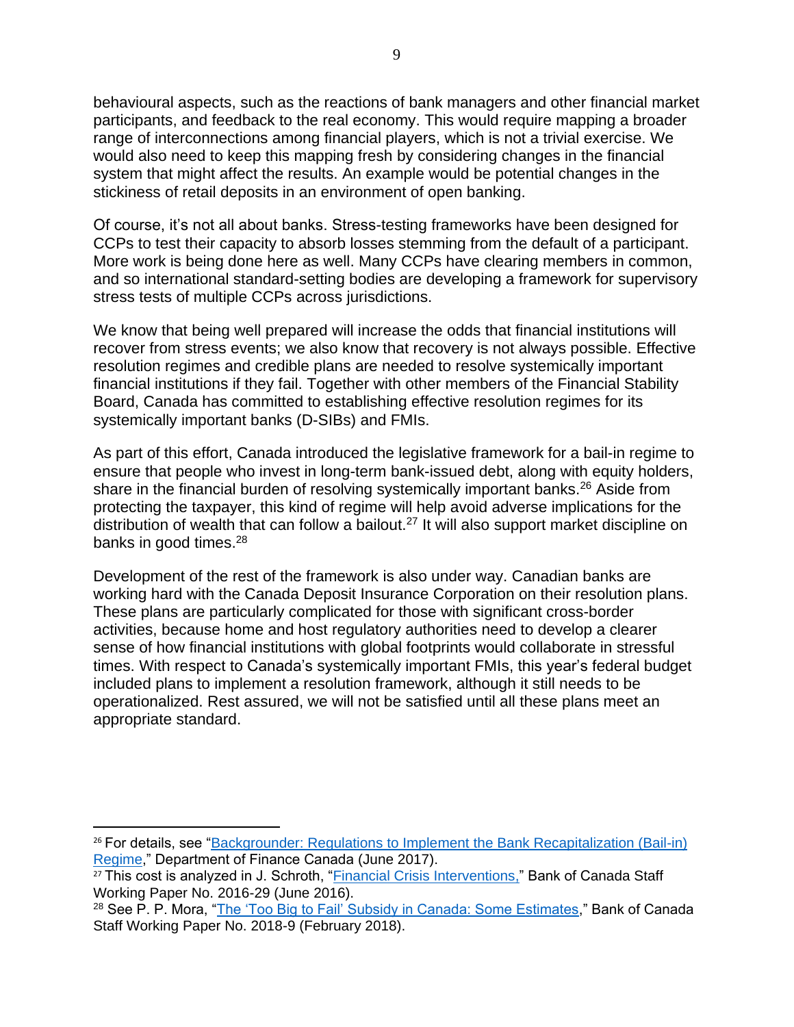behavioural aspects, such as the reactions of bank managers and other financial market participants, and feedback to the real economy. This would require mapping a broader range of interconnections among financial players, which is not a trivial exercise. We would also need to keep this mapping fresh by considering changes in the financial system that might affect the results. An example would be potential changes in the stickiness of retail deposits in an environment of open banking.

Of course, it's not all about banks. Stress-testing frameworks have been designed for CCPs to test their capacity to absorb losses stemming from the default of a participant. More work is being done here as well. Many CCPs have clearing members in common, and so international standard-setting bodies are developing a framework for supervisory stress tests of multiple CCPs across jurisdictions.

We know that being well prepared will increase the odds that financial institutions will recover from stress events; we also know that recovery is not always possible. Effective resolution regimes and credible plans are needed to resolve systemically important financial institutions if they fail. Together with other members of the Financial Stability Board, Canada has committed to establishing effective resolution regimes for its systemically important banks (D-SIBs) and FMIs.

As part of this effort, Canada introduced the legislative framework for a bail-in regime to ensure that people who invest in long-term bank-issued debt, along with equity holders, share in the financial burden of resolving systemically important banks.[26] Aside from protecting the taxpayer, this kind of regime will help avoid adverse implications for the distribution of wealth that can follow a bailout.[27] It will also support market discipline on banks in good times.[28]

Development of the rest of the framework is also under way. Canadian banks are working hard with the Canada Deposit Insurance Corporation on their resolution plans. These plans are particularly complicated for those with significant cross-border activities, because home and host regulatory authorities need to develop a clearer sense of how financial institutions with global footprints would collaborate in stressful times. With respect to Canada's systemically important FMIs, this year's federal budget included plans to implement a resolution framework, although it still needs to be operationalized. Rest assured, we will not be satisfied until all these plans meet an appropriate standard.

---

[26] For details, see "Backgrounder: Regulations to Implement the Bank Recapitalization (Bail-in) Regime," Department of Finance Canada (June 2017).

[27] This cost is analyzed in J. Schroth, "Financial Crisis Interventions," Bank of Canada Staff Working Paper No. 2016-29 (June 2016).

[28] See P. P. Mora, "The 'Too Big to Fail' Subsidy in Canada: Some Estimates," Bank of Canada Staff Working Paper No. 2018-9 (February 2018).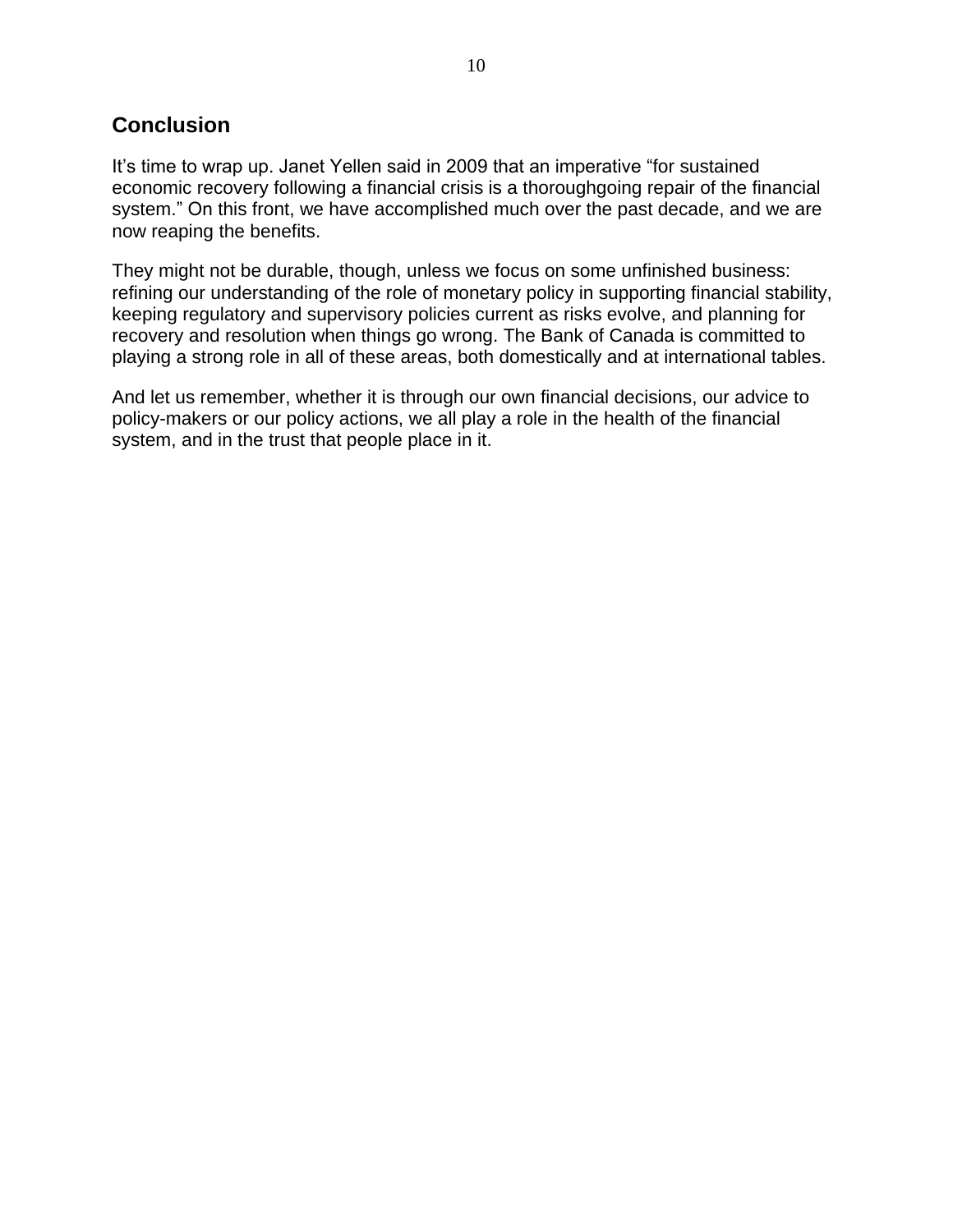## Conclusion

It’s time to wrap up. Janet Yellen said in 2009 that an imperative “for sustained economic recovery following a financial crisis is a thoroughgoing repair of the financial system.” On this front, we have accomplished much over the past decade, and we are now reaping the benefits.

They might not be durable, though, unless we focus on some unfinished business: refining our understanding of the role of monetary policy in supporting financial stability, keeping regulatory and supervisory policies current as risks evolve, and planning for recovery and resolution when things go wrong. The Bank of Canada is committed to playing a strong role in all of these areas, both domestically and at international tables.

And let us remember, whether it is through our own financial decisions, our advice to policy-makers or our policy actions, we all play a role in the health of the financial system, and in the trust that people place in it.